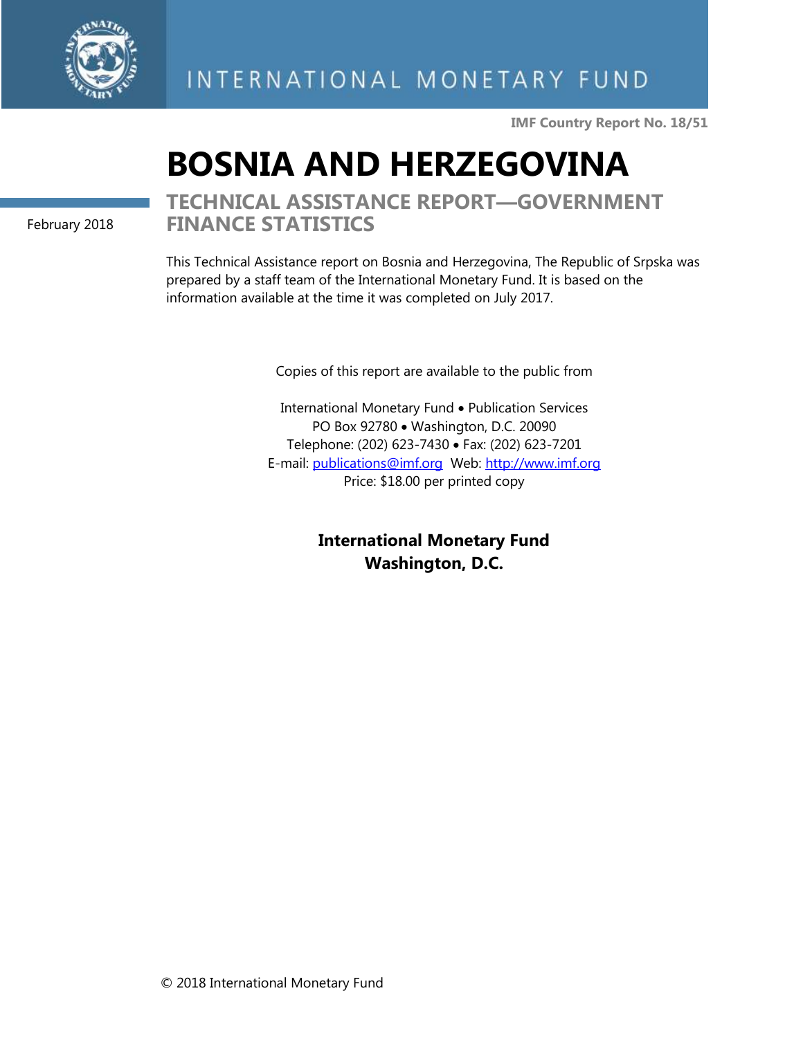INTERNATIONAL MONETARY FUND

**IMF Country Report No. 18/51**

# BOSNIA AND HERZEGOVINA

February 2018

## TECHNICAL ASSISTANCE REPORT—GOVERNMENT FINANCE STATISTICS

This Technical Assistance report on Bosnia and Herzegovina, The Republic of Srpska was prepared by a staff team of the International Monetary Fund. It is based on the information available at the time it was completed on July 2017.

Copies of this report are available to the public from

International Monetary Fund • Publication Services
PO Box 92780 • Washington, D.C. 20090
Telephone: (202) 623-7430 • Fax: (202) 623-7201
E-mail: publications@imf.org Web: http://www.imf.org
Price: $18.00 per printed copy

**International Monetary Fund**
**Washington, D.C.**

© 2018 International Monetary Fund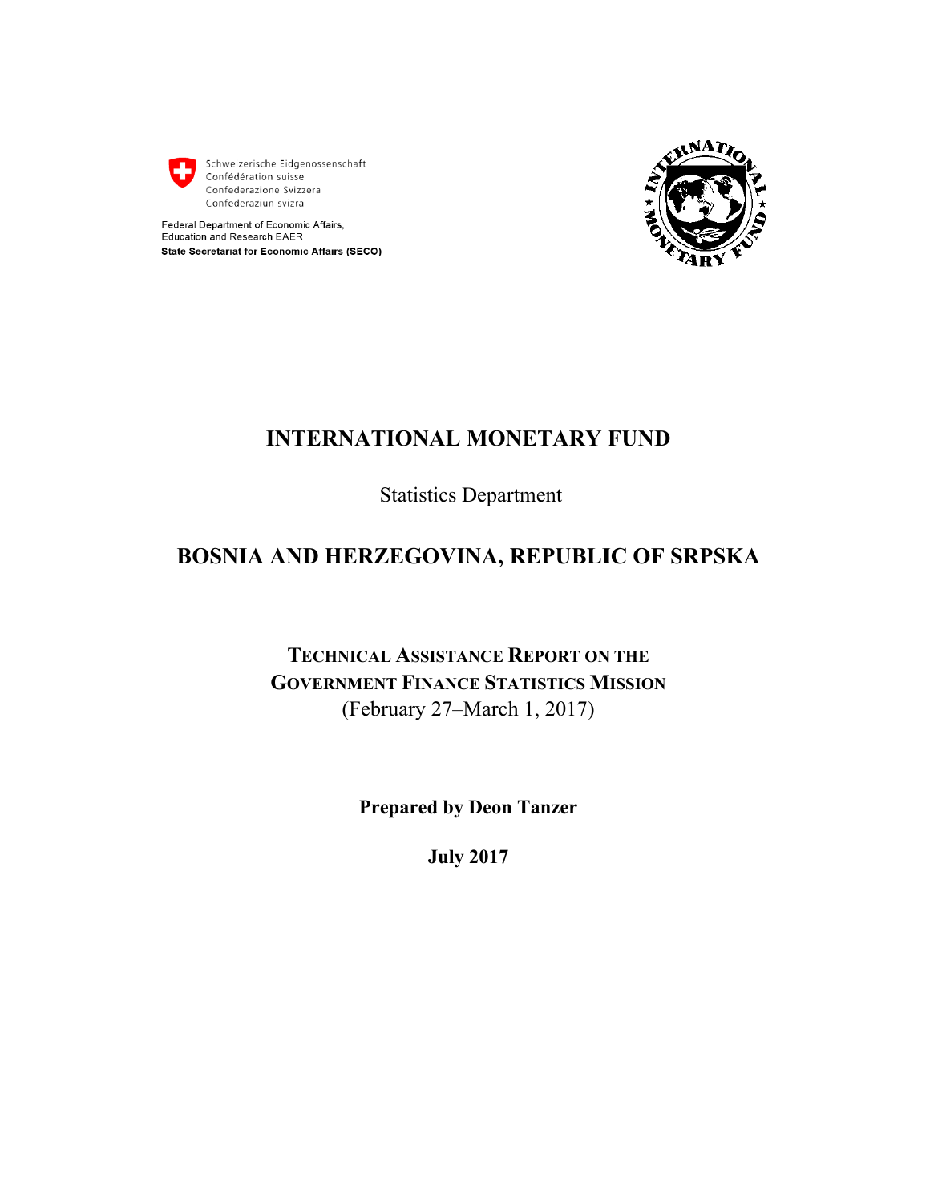Schweizerische Eidgenossenschaft
Confédération suisse
Confederazione Svizzera
Confederaziun svizra

Federal Department of Economic Affairs,
Education and Research EAER
**State Secretariat for Economic Affairs (SECO)**

# INTERNATIONAL MONETARY FUND

Statistics Department

# BOSNIA AND HERZEGOVINA, REPUBLIC OF SRPSKA

## TECHNICAL ASSISTANCE REPORT ON THE GOVERNMENT FINANCE STATISTICS MISSION

(February 27–March 1, 2017)

**Prepared by Deon Tanzer**

**July 2017**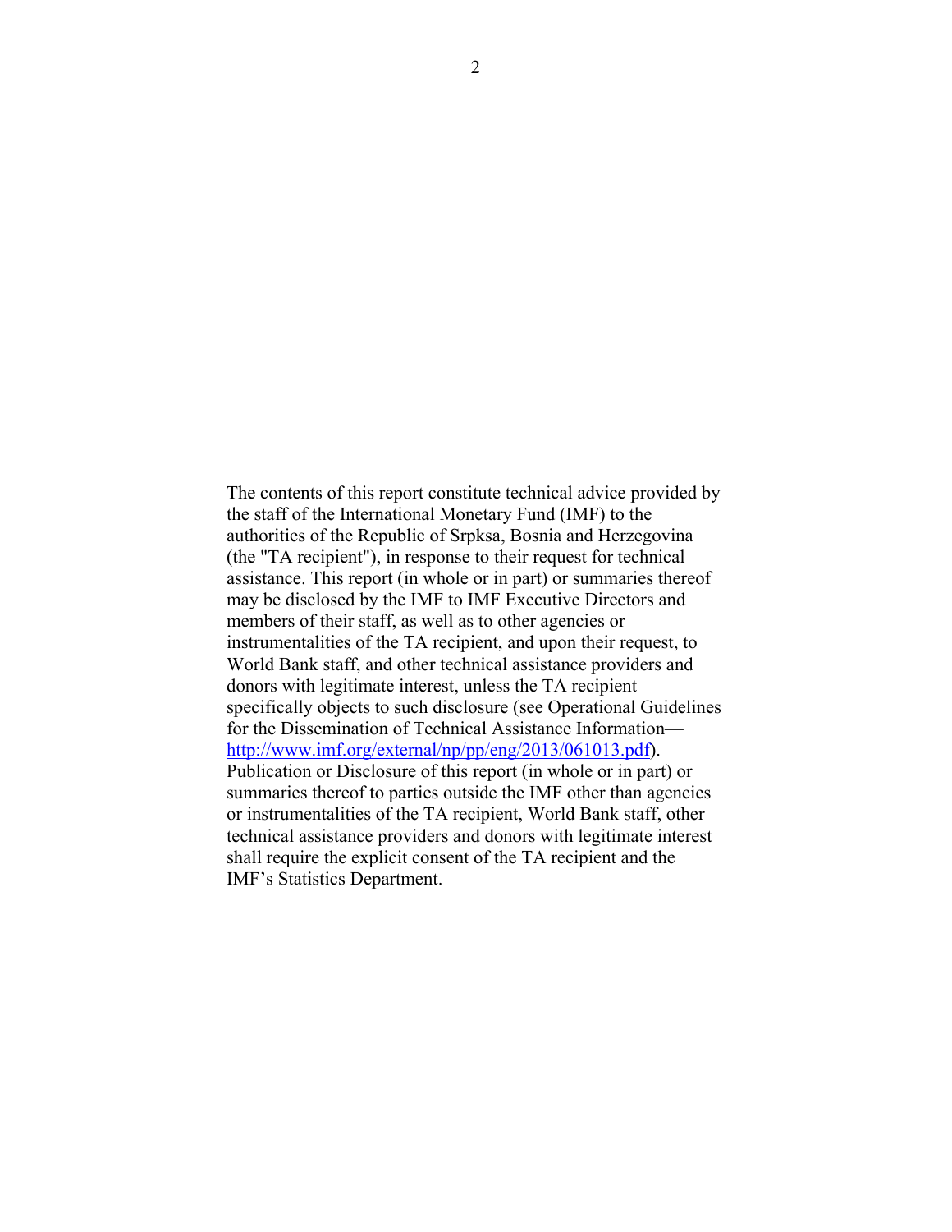The contents of this report constitute technical advice provided by the staff of the International Monetary Fund (IMF) to the authorities of the Republic of Srpksa, Bosnia and Herzegovina (the "TA recipient"), in response to their request for technical assistance. This report (in whole or in part) or summaries thereof may be disclosed by the IMF to IMF Executive Directors and members of their staff, as well as to other agencies or instrumentalities of the TA recipient, and upon their request, to World Bank staff, and other technical assistance providers and donors with legitimate interest, unless the TA recipient specifically objects to such disclosure (see Operational Guidelines for the Dissemination of Technical Assistance Information—http://www.imf.org/external/np/pp/eng/2013/061013.pdf). Publication or Disclosure of this report (in whole or in part) or summaries thereof to parties outside the IMF other than agencies or instrumentalities of the TA recipient, World Bank staff, other technical assistance providers and donors with legitimate interest shall require the explicit consent of the TA recipient and the IMF's Statistics Department.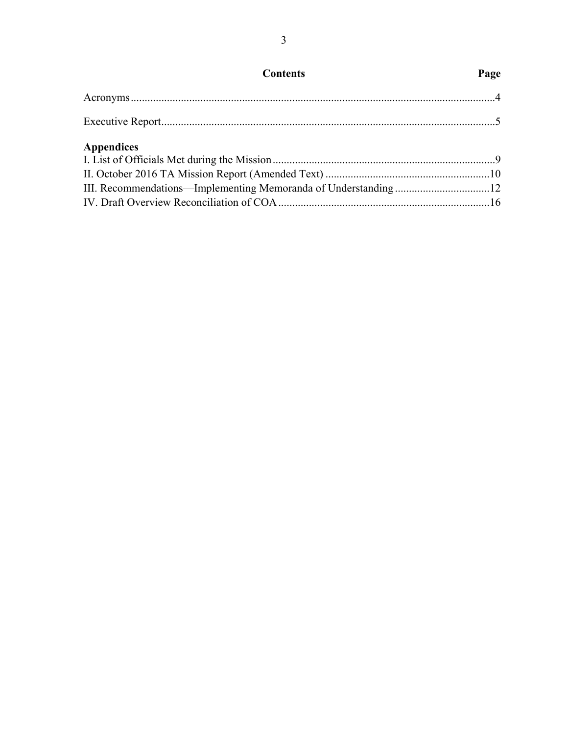## Contents

| | Page |
|---|---|
| Acronyms | 4 |
| Executive Report | 5 |
| **Appendices** | |
| I. List of Officials Met during the Mission | 9 |
| II. October 2016 TA Mission Report (Amended Text) | 10 |
| III. Recommendations—Implementing Memoranda of Understanding | 12 |
| IV. Draft Overview Reconciliation of COA | 16 |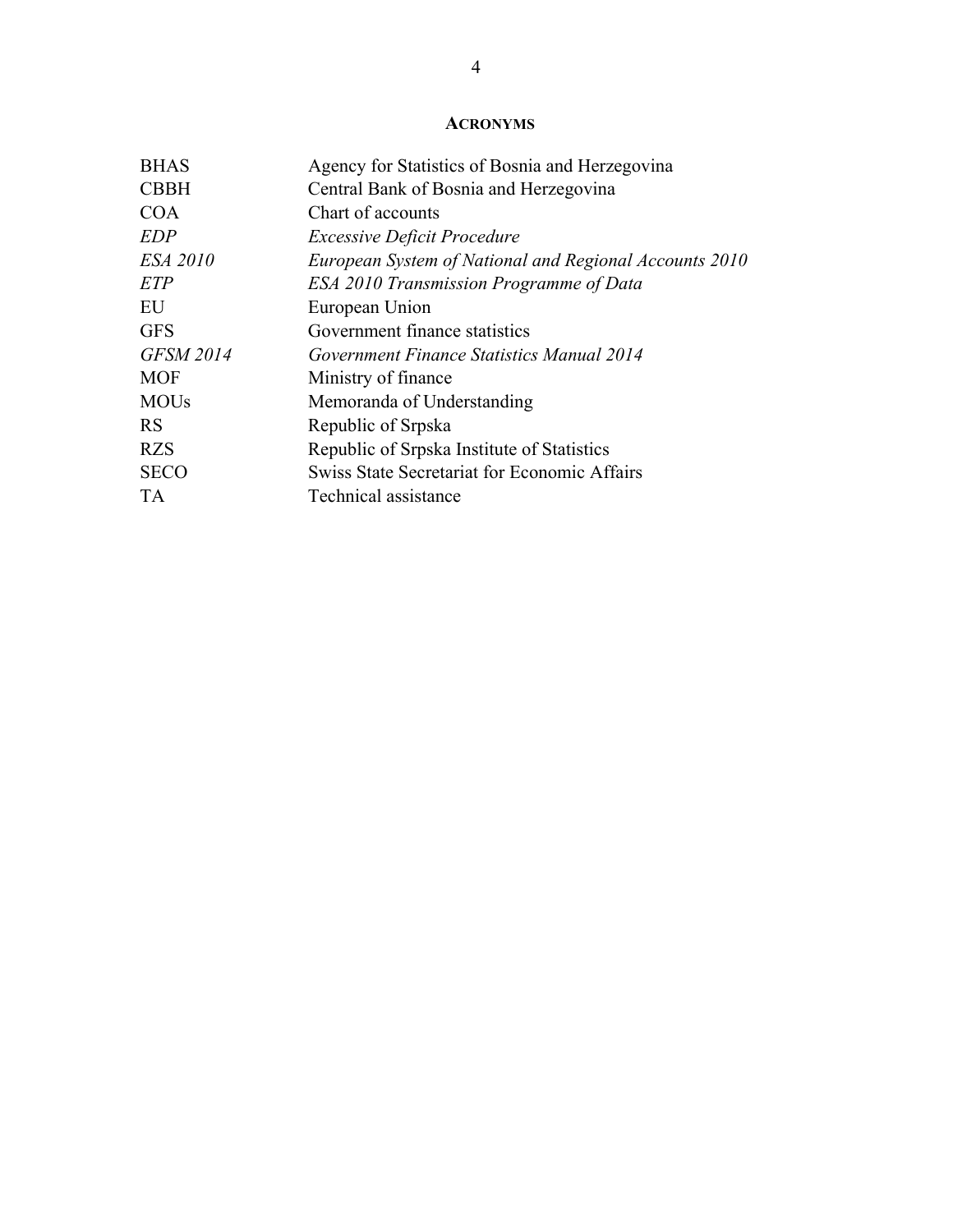## Acronyms

| | |
|---|---|
| BHAS | Agency for Statistics of Bosnia and Herzegovina |
| CBBH | Central Bank of Bosnia and Herzegovina |
| COA | Chart of accounts |
| *EDP* | *Excessive Deficit Procedure* |
| *ESA 2010* | *European System of National and Regional Accounts 2010* |
| *ETP* | *ESA 2010 Transmission Programme of Data* |
| EU | European Union |
| GFS | Government finance statistics |
| *GFSM 2014* | *Government Finance Statistics Manual 2014* |
| MOF | Ministry of finance |
| MOUs | Memoranda of Understanding |
| RS | Republic of Srpska |
| RZS | Republic of Srpska Institute of Statistics |
| SECO | Swiss State Secretariat for Economic Affairs |
| TA | Technical assistance |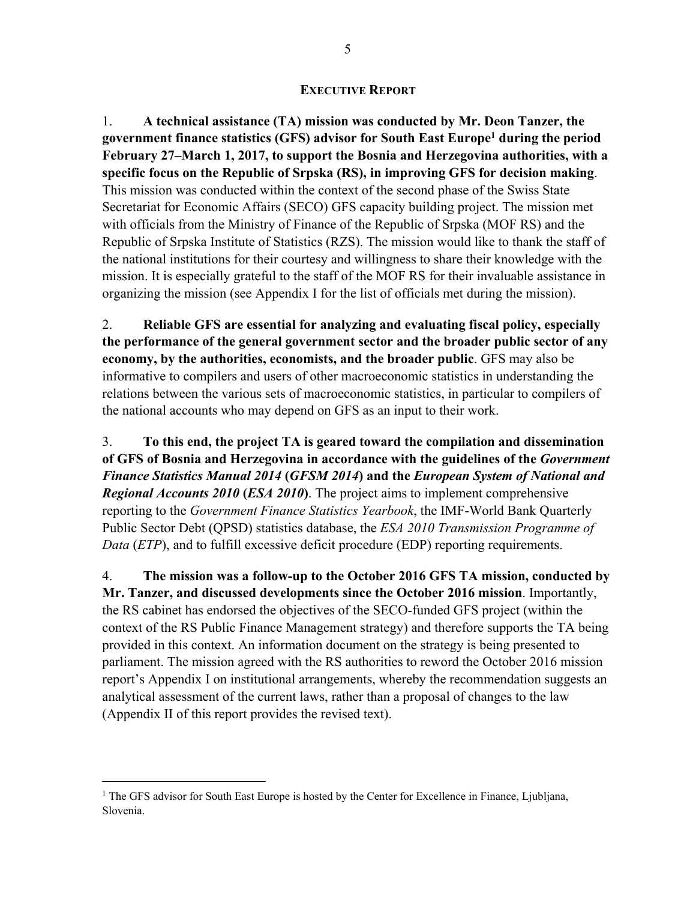## EXECUTIVE REPORT

1. **A technical assistance (TA) mission was conducted by Mr. Deon Tanzer, the government finance statistics (GFS) advisor for South East Europe[1] during the period February 27–March 1, 2017, to support the Bosnia and Herzegovina authorities, with a specific focus on the Republic of Srpska (RS), in improving GFS for decision making**. This mission was conducted within the context of the second phase of the Swiss State Secretariat for Economic Affairs (SECO) GFS capacity building project. The mission met with officials from the Ministry of Finance of the Republic of Srpska (MOF RS) and the Republic of Srpska Institute of Statistics (RZS). The mission would like to thank the staff of the national institutions for their courtesy and willingness to share their knowledge with the mission. It is especially grateful to the staff of the MOF RS for their invaluable assistance in organizing the mission (see Appendix I for the list of officials met during the mission).

2. **Reliable GFS are essential for analyzing and evaluating fiscal policy, especially the performance of the general government sector and the broader public sector of any economy, by the authorities, economists, and the broader public**. GFS may also be informative to compilers and users of other macroeconomic statistics in understanding the relations between the various sets of macroeconomic statistics, in particular to compilers of the national accounts who may depend on GFS as an input to their work.

3. **To this end, the project TA is geared toward the compilation and dissemination of GFS of Bosnia and Herzegovina in accordance with the guidelines of the *Government Finance Statistics Manual 2014* (*GFSM 2014*) and the *European System of National and Regional Accounts 2010* (*ESA 2010*)**. The project aims to implement comprehensive reporting to the *Government Finance Statistics Yearbook*, the IMF-World Bank Quarterly Public Sector Debt (QPSD) statistics database, the *ESA 2010 Transmission Programme of Data* (*ETP*), and to fulfill excessive deficit procedure (EDP) reporting requirements.

4. **The mission was a follow-up to the October 2016 GFS TA mission, conducted by Mr. Tanzer, and discussed developments since the October 2016 mission**. Importantly, the RS cabinet has endorsed the objectives of the SECO-funded GFS project (within the context of the RS Public Finance Management strategy) and therefore supports the TA being provided in this context. An information document on the strategy is being presented to parliament. The mission agreed with the RS authorities to reword the October 2016 mission report's Appendix I on institutional arrangements, whereby the recommendation suggests an analytical assessment of the current laws, rather than a proposal of changes to the law (Appendix II of this report provides the revised text).

---

[1] The GFS advisor for South East Europe is hosted by the Center for Excellence in Finance, Ljubljana, Slovenia.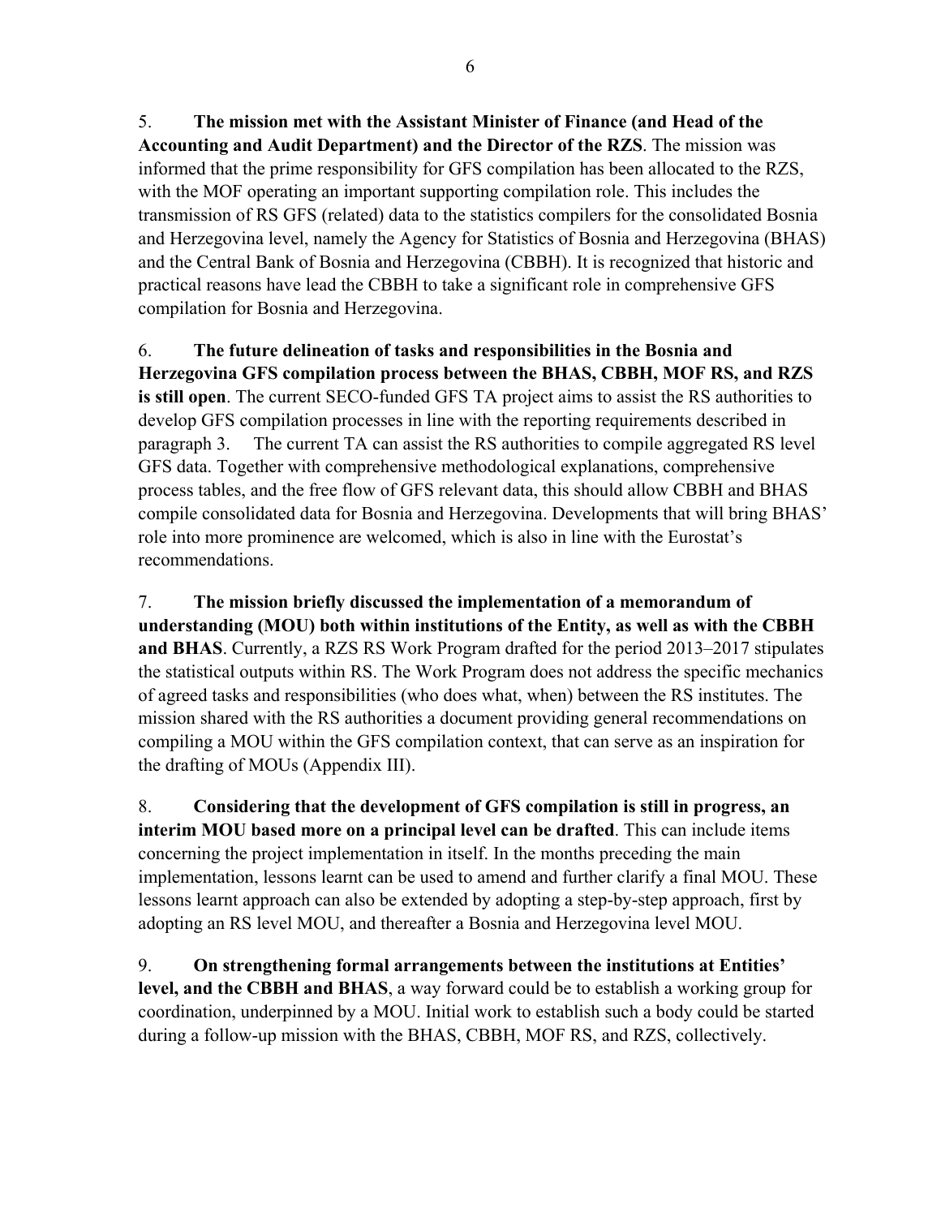5. **The mission met with the Assistant Minister of Finance (and Head of the Accounting and Audit Department) and the Director of the RZS**. The mission was informed that the prime responsibility for GFS compilation has been allocated to the RZS, with the MOF operating an important supporting compilation role. This includes the transmission of RS GFS (related) data to the statistics compilers for the consolidated Bosnia and Herzegovina level, namely the Agency for Statistics of Bosnia and Herzegovina (BHAS) and the Central Bank of Bosnia and Herzegovina (CBBH). It is recognized that historic and practical reasons have lead the CBBH to take a significant role in comprehensive GFS compilation for Bosnia and Herzegovina.

6. **The future delineation of tasks and responsibilities in the Bosnia and Herzegovina GFS compilation process between the BHAS, CBBH, MOF RS, and RZS is still open**. The current SECO-funded GFS TA project aims to assist the RS authorities to develop GFS compilation processes in line with the reporting requirements described in paragraph 3. The current TA can assist the RS authorities to compile aggregated RS level GFS data. Together with comprehensive methodological explanations, comprehensive process tables, and the free flow of GFS relevant data, this should allow CBBH and BHAS compile consolidated data for Bosnia and Herzegovina. Developments that will bring BHAS' role into more prominence are welcomed, which is also in line with the Eurostat's recommendations.

7. **The mission briefly discussed the implementation of a memorandum of understanding (MOU) both within institutions of the Entity, as well as with the CBBH and BHAS**. Currently, a RZS RS Work Program drafted for the period 2013–2017 stipulates the statistical outputs within RS. The Work Program does not address the specific mechanics of agreed tasks and responsibilities (who does what, when) between the RS institutes. The mission shared with the RS authorities a document providing general recommendations on compiling a MOU within the GFS compilation context, that can serve as an inspiration for the drafting of MOUs (Appendix III).

8. **Considering that the development of GFS compilation is still in progress, an interim MOU based more on a principal level can be drafted**. This can include items concerning the project implementation in itself. In the months preceding the main implementation, lessons learnt can be used to amend and further clarify a final MOU. These lessons learnt approach can also be extended by adopting a step-by-step approach, first by adopting an RS level MOU, and thereafter a Bosnia and Herzegovina level MOU.

9. **On strengthening formal arrangements between the institutions at Entities' level, and the CBBH and BHAS**, a way forward could be to establish a working group for coordination, underpinned by a MOU. Initial work to establish such a body could be started during a follow-up mission with the BHAS, CBBH, MOF RS, and RZS, collectively.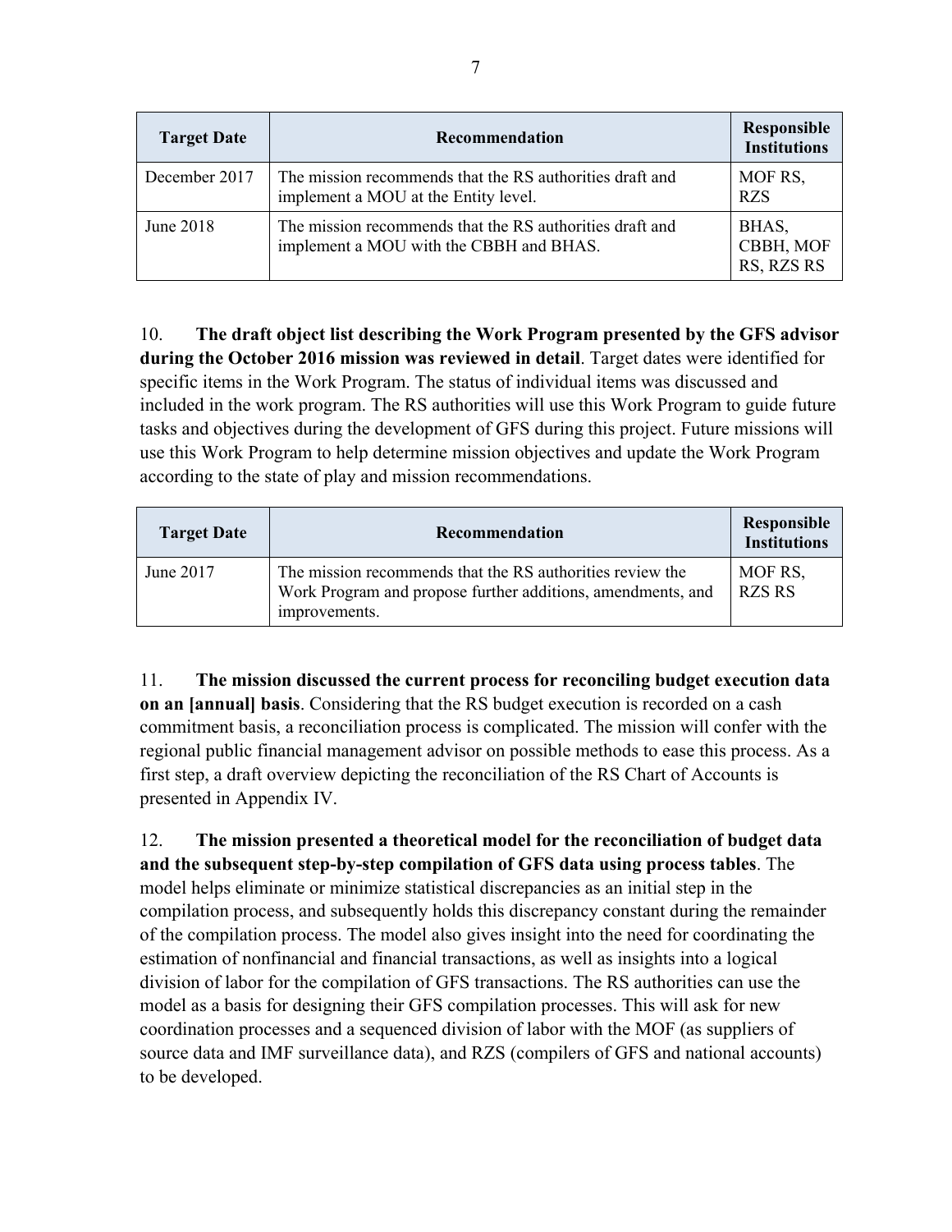| Target Date | Recommendation | Responsible Institutions |
|---|---|---|
| December 2017 | The mission recommends that the RS authorities draft and implement a MOU at the Entity level. | MOF RS, RZS |
| June 2018 | The mission recommends that the RS authorities draft and implement a MOU with the CBBH and BHAS. | BHAS, CBBH, MOF RS, RZS RS |

10. **The draft object list describing the Work Program presented by the GFS advisor during the October 2016 mission was reviewed in detail**. Target dates were identified for specific items in the Work Program. The status of individual items was discussed and included in the work program. The RS authorities will use this Work Program to guide future tasks and objectives during the development of GFS during this project. Future missions will use this Work Program to help determine mission objectives and update the Work Program according to the state of play and mission recommendations.

| Target Date | Recommendation | Responsible Institutions |
|---|---|---|
| June 2017 | The mission recommends that the RS authorities review the Work Program and propose further additions, amendments, and improvements. | MOF RS, RZS RS |

11. **The mission discussed the current process for reconciling budget execution data on an [annual] basis**. Considering that the RS budget execution is recorded on a cash commitment basis, a reconciliation process is complicated. The mission will confer with the regional public financial management advisor on possible methods to ease this process. As a first step, a draft overview depicting the reconciliation of the RS Chart of Accounts is presented in Appendix IV.

12. **The mission presented a theoretical model for the reconciliation of budget data and the subsequent step-by-step compilation of GFS data using process tables**. The model helps eliminate or minimize statistical discrepancies as an initial step in the compilation process, and subsequently holds this discrepancy constant during the remainder of the compilation process. The model also gives insight into the need for coordinating the estimation of nonfinancial and financial transactions, as well as insights into a logical division of labor for the compilation of GFS transactions. The RS authorities can use the model as a basis for designing their GFS compilation processes. This will ask for new coordination processes and a sequenced division of labor with the MOF (as suppliers of source data and IMF surveillance data), and RZS (compilers of GFS and national accounts) to be developed.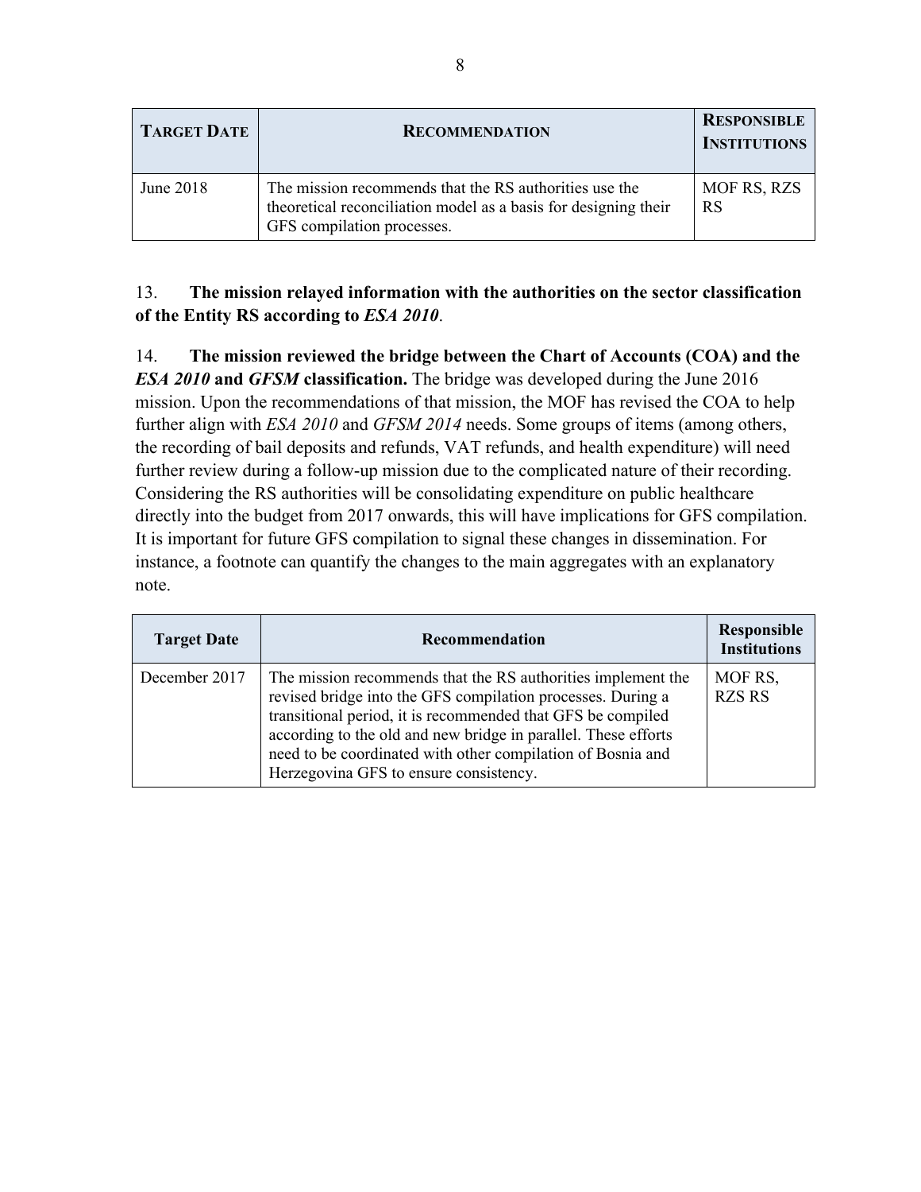| **TARGET DATE** | **RECOMMENDATION** | **RESPONSIBLE INSTITUTIONS** |
|---|---|---|
| June 2018 | The mission recommends that the RS authorities use the theoretical reconciliation model as a basis for designing their GFS compilation processes. | MOF RS, RZS RS |

13. **The mission relayed information with the authorities on the sector classification of the Entity RS according to *ESA 2010*.**

14. **The mission reviewed the bridge between the Chart of Accounts (COA) and the *ESA 2010* and *GFSM* classification.** The bridge was developed during the June 2016 mission. Upon the recommendations of that mission, the MOF has revised the COA to help further align with *ESA 2010* and *GFSM 2014* needs. Some groups of items (among others, the recording of bail deposits and refunds, VAT refunds, and health expenditure) will need further review during a follow-up mission due to the complicated nature of their recording. Considering the RS authorities will be consolidating expenditure on public healthcare directly into the budget from 2017 onwards, this will have implications for GFS compilation. It is important for future GFS compilation to signal these changes in dissemination. For instance, a footnote can quantify the changes to the main aggregates with an explanatory note.

| **Target Date** | **Recommendation** | **Responsible Institutions** |
|---|---|---|
| December 2017 | The mission recommends that the RS authorities implement the revised bridge into the GFS compilation processes. During a transitional period, it is recommended that GFS be compiled according to the old and new bridge in parallel. These efforts need to be coordinated with other compilation of Bosnia and Herzegovina GFS to ensure consistency. | MOF RS, RZS RS |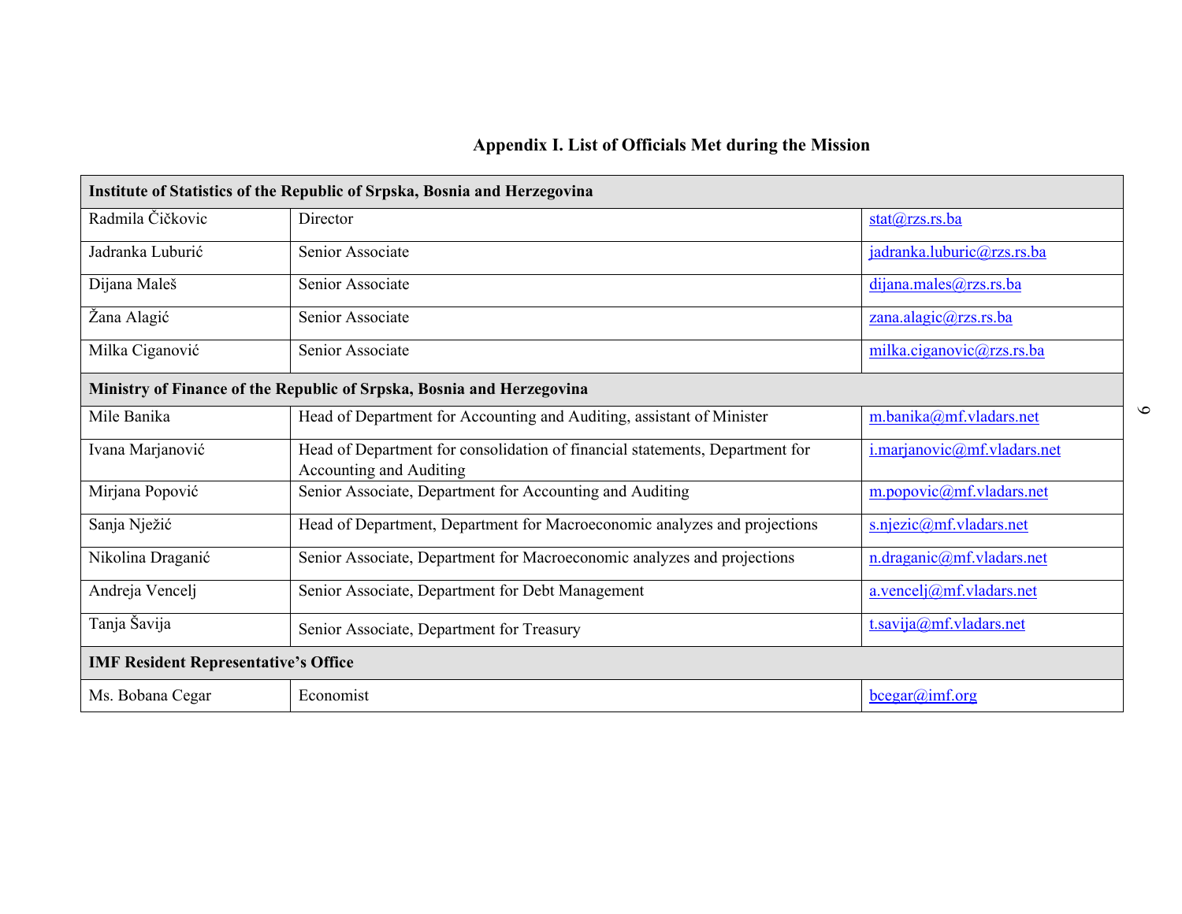## Appendix I. List of Officials Met during the Mission

| **Institute of Statistics of the Republic of Srpska, Bosnia and Herzegovina** | | |
|---|---|---|
| Radmila Čičkovic | Director | stat@rzs.rs.ba |
| Jadranka Luburić | Senior Associate | jadranka.luburic@rzs.rs.ba |
| Dijana Maleš | Senior Associate | dijana.males@rzs.rs.ba |
| Žana Alagić | Senior Associate | zana.alagic@rzs.rs.ba |
| Milka Ciganović | Senior Associate | milka.ciganovic@rzs.rs.ba |
| **Ministry of Finance of the Republic of Srpska, Bosnia and Herzegovina** | | |
| Mile Banika | Head of Department for Accounting and Auditing, assistant of Minister | m.banika@mf.vladars.net |
| Ivana Marjanović | Head of Department for consolidation of financial statements, Department for Accounting and Auditing | i.marjanovic@mf.vladars.net |
| Mirjana Popović | Senior Associate, Department for Accounting and Auditing | m.popovic@mf.vladars.net |
| Sanja Nježić | Head of Department, Department for Macroeconomic analyzes and projections | s.njezic@mf.vladars.net |
| Nikolina Draganić | Senior Associate, Department for Macroeconomic analyzes and projections | n.draganic@mf.vladars.net |
| Andreja Vencelj | Senior Associate, Department for Debt Management | a.vencelj@mf.vladars.net |
| Tanja Šavija | Senior Associate, Department for Treasury | t.savija@mf.vladars.net |
| **IMF Resident Representative's Office** | | |
| Ms. Bobana Cegar | Economist | bcegar@imf.org |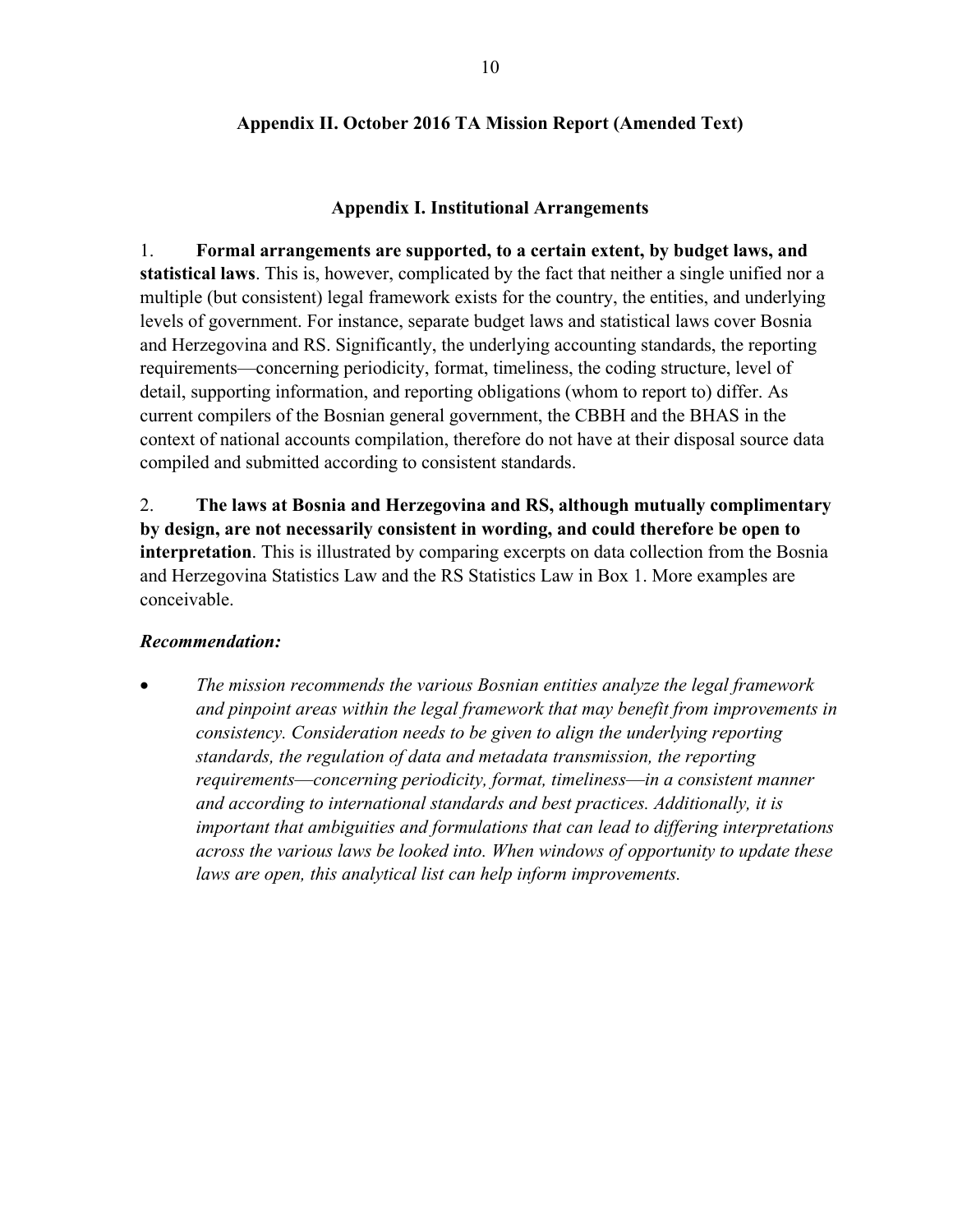## Appendix II. October 2016 TA Mission Report (Amended Text)

### Appendix I. Institutional Arrangements

1. **Formal arrangements are supported, to a certain extent, by budget laws, and statistical laws**. This is, however, complicated by the fact that neither a single unified nor a multiple (but consistent) legal framework exists for the country, the entities, and underlying levels of government. For instance, separate budget laws and statistical laws cover Bosnia and Herzegovina and RS. Significantly, the underlying accounting standards, the reporting requirements—concerning periodicity, format, timeliness, the coding structure, level of detail, supporting information, and reporting obligations (whom to report to) differ. As current compilers of the Bosnian general government, the CBBH and the BHAS in the context of national accounts compilation, therefore do not have at their disposal source data compiled and submitted according to consistent standards.

2. **The laws at Bosnia and Herzegovina and RS, although mutually complimentary by design, are not necessarily consistent in wording, and could therefore be open to interpretation**. This is illustrated by comparing excerpts on data collection from the Bosnia and Herzegovina Statistics Law and the RS Statistics Law in Box 1. More examples are conceivable.

***Recommendation:***

- *The mission recommends the various Bosnian entities analyze the legal framework and pinpoint areas within the legal framework that may benefit from improvements in consistency. Consideration needs to be given to align the underlying reporting standards, the regulation of data and metadata transmission, the reporting requirements—concerning periodicity, format, timeliness—in a consistent manner and according to international standards and best practices. Additionally, it is important that ambiguities and formulations that can lead to differing interpretations across the various laws be looked into. When windows of opportunity to update these laws are open, this analytical list can help inform improvements.*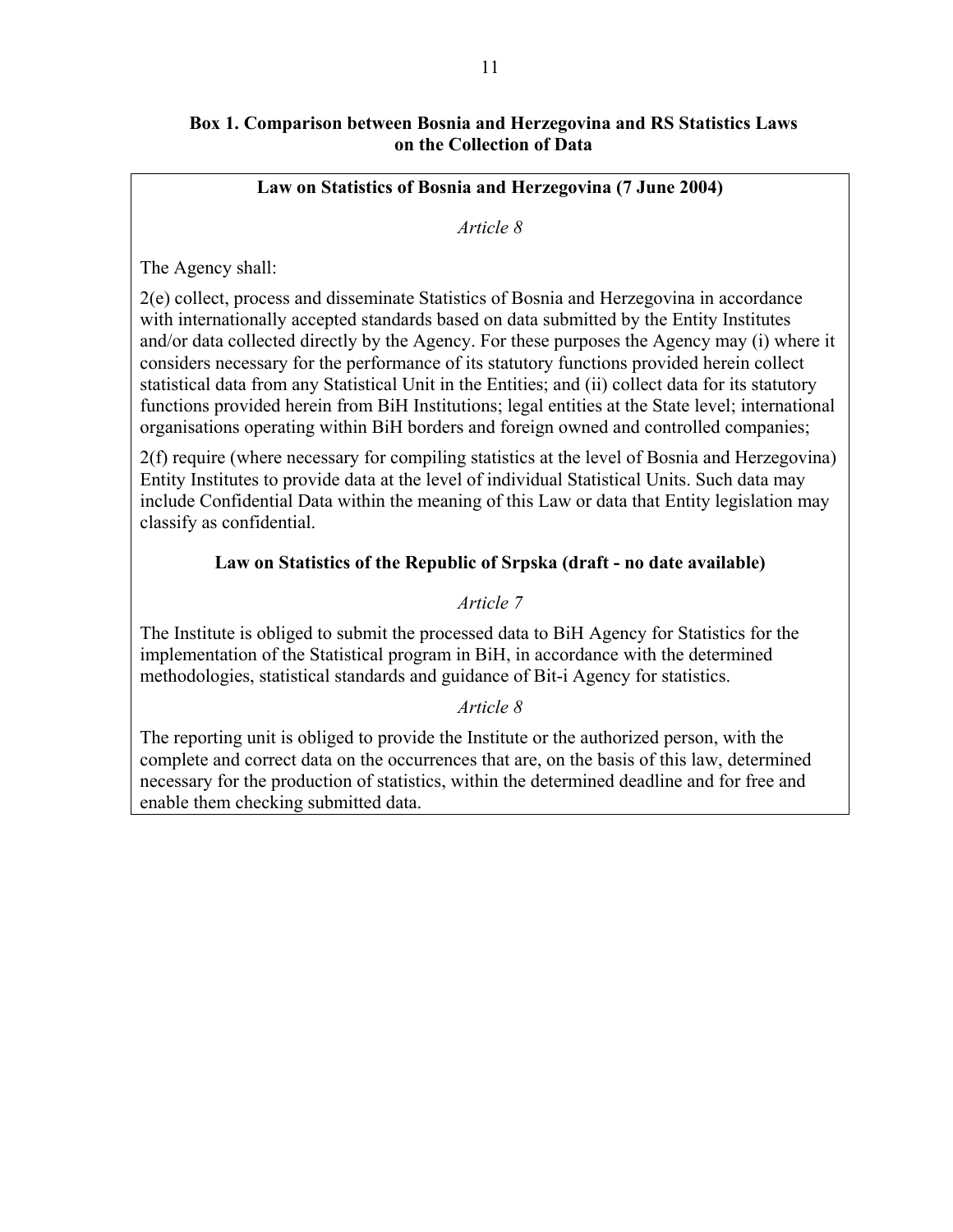**Box 1. Comparison between Bosnia and Herzegovina and RS Statistics Laws on the Collection of Data**

**Law on Statistics of Bosnia and Herzegovina (7 June 2004)**

*Article 8*

The Agency shall:

2(e) collect, process and disseminate Statistics of Bosnia and Herzegovina in accordance with internationally accepted standards based on data submitted by the Entity Institutes and/or data collected directly by the Agency. For these purposes the Agency may (i) where it considers necessary for the performance of its statutory functions provided herein collect statistical data from any Statistical Unit in the Entities; and (ii) collect data for its statutory functions provided herein from BiH Institutions; legal entities at the State level; international organisations operating within BiH borders and foreign owned and controlled companies;

2(f) require (where necessary for compiling statistics at the level of Bosnia and Herzegovina) Entity Institutes to provide data at the level of individual Statistical Units. Such data may include Confidential Data within the meaning of this Law or data that Entity legislation may classify as confidential.

**Law on Statistics of the Republic of Srpska (draft - no date available)**

*Article 7*

The Institute is obliged to submit the processed data to BiH Agency for Statistics for the implementation of the Statistical program in BiH, in accordance with the determined methodologies, statistical standards and guidance of Bit-i Agency for statistics.

*Article 8*

The reporting unit is obliged to provide the Institute or the authorized person, with the complete and correct data on the occurrences that are, on the basis of this law, determined necessary for the production of statistics, within the determined deadline and for free and enable them checking submitted data.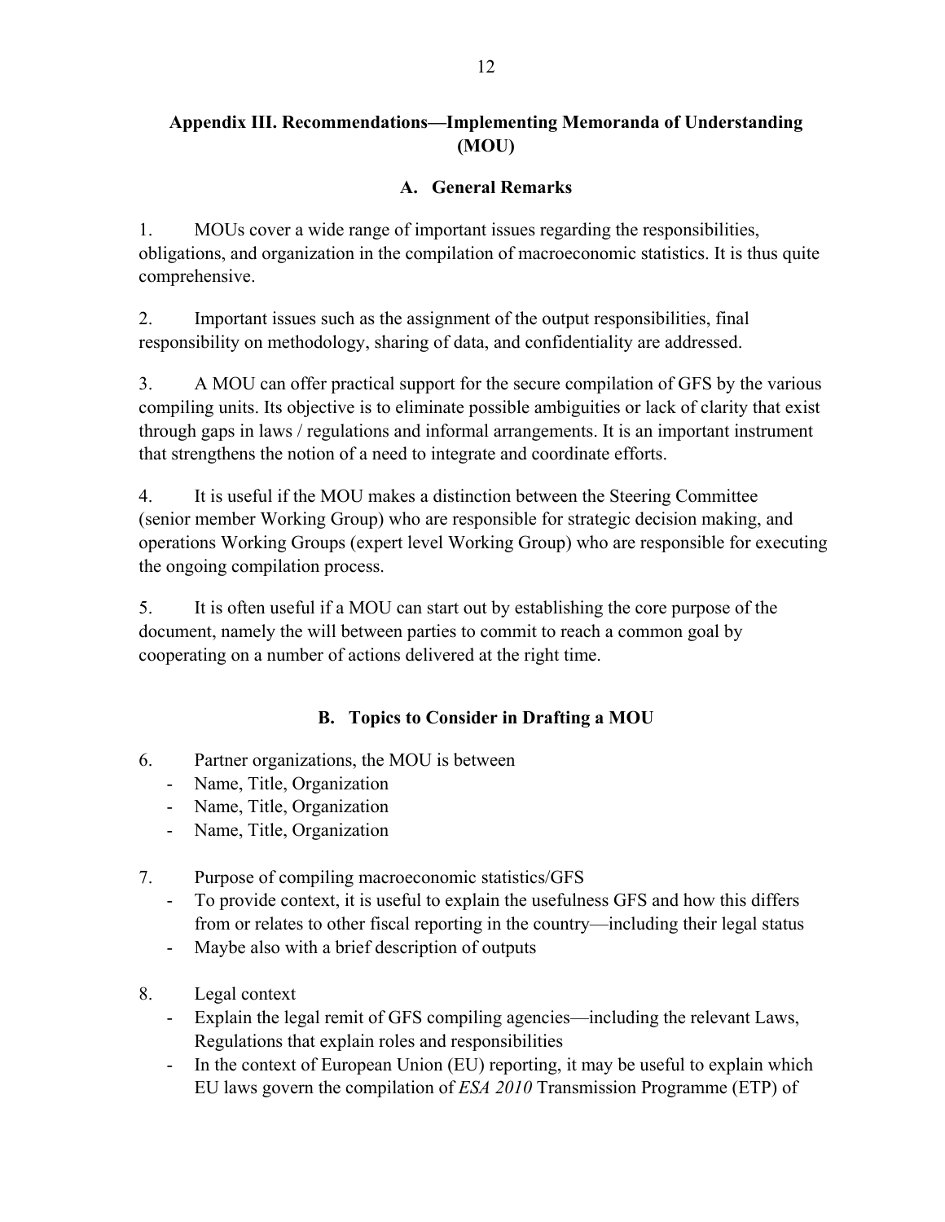## Appendix III. Recommendations—Implementing Memoranda of Understanding (MOU)

### A. General Remarks

1. MOUs cover a wide range of important issues regarding the responsibilities, obligations, and organization in the compilation of macroeconomic statistics. It is thus quite comprehensive.

2. Important issues such as the assignment of the output responsibilities, final responsibility on methodology, sharing of data, and confidentiality are addressed.

3. A MOU can offer practical support for the secure compilation of GFS by the various compiling units. Its objective is to eliminate possible ambiguities or lack of clarity that exist through gaps in laws / regulations and informal arrangements. It is an important instrument that strengthens the notion of a need to integrate and coordinate efforts.

4. It is useful if the MOU makes a distinction between the Steering Committee (senior member Working Group) who are responsible for strategic decision making, and operations Working Groups (expert level Working Group) who are responsible for executing the ongoing compilation process.

5. It is often useful if a MOU can start out by establishing the core purpose of the document, namely the will between parties to commit to reach a common goal by cooperating on a number of actions delivered at the right time.

### B. Topics to Consider in Drafting a MOU

6. Partner organizations, the MOU is between
   - Name, Title, Organization
   - Name, Title, Organization
   - Name, Title, Organization

7. Purpose of compiling macroeconomic statistics/GFS
   - To provide context, it is useful to explain the usefulness GFS and how this differs from or relates to other fiscal reporting in the country—including their legal status
   - Maybe also with a brief description of outputs

8. Legal context
   - Explain the legal remit of GFS compiling agencies—including the relevant Laws, Regulations that explain roles and responsibilities
   - In the context of European Union (EU) reporting, it may be useful to explain which EU laws govern the compilation of *ESA 2010* Transmission Programme (ETP) of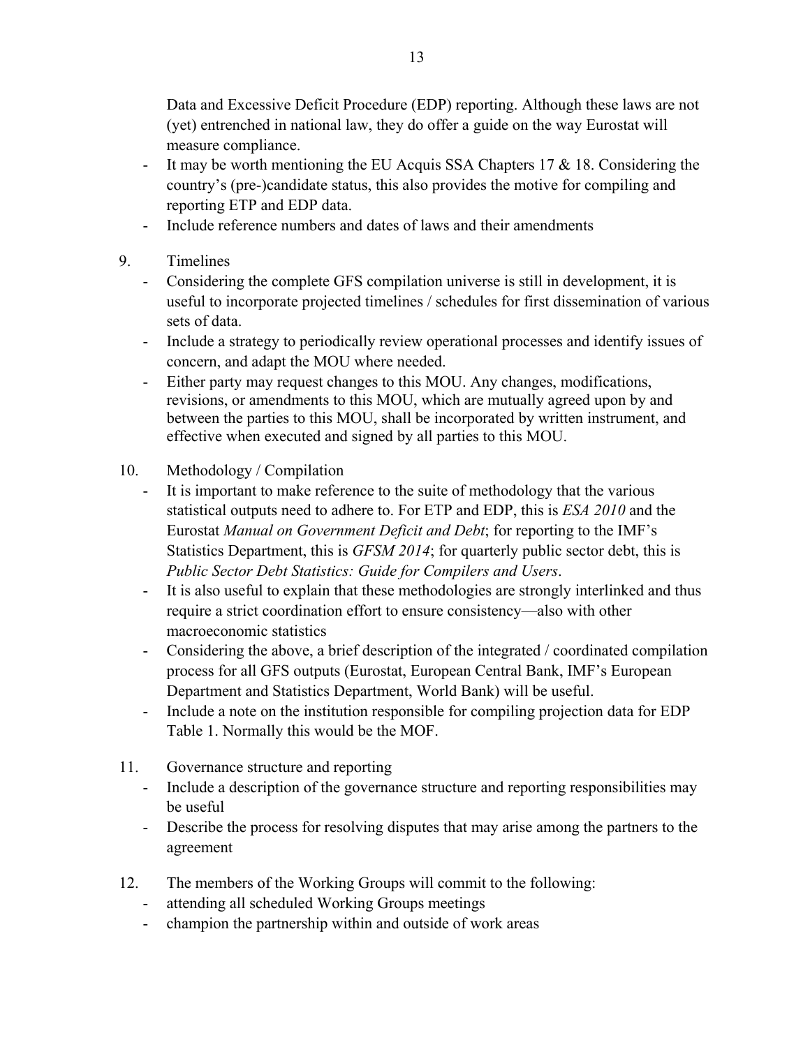Data and Excessive Deficit Procedure (EDP) reporting. Although these laws are not (yet) entrenched in national law, they do offer a guide on the way Eurostat will measure compliance.

- It may be worth mentioning the EU Acquis SSA Chapters 17 & 18. Considering the country's (pre-)candidate status, this also provides the motive for compiling and reporting ETP and EDP data.
- Include reference numbers and dates of laws and their amendments

9. Timelines
   - Considering the complete GFS compilation universe is still in development, it is useful to incorporate projected timelines / schedules for first dissemination of various sets of data.
   - Include a strategy to periodically review operational processes and identify issues of concern, and adapt the MOU where needed.
   - Either party may request changes to this MOU. Any changes, modifications, revisions, or amendments to this MOU, which are mutually agreed upon by and between the parties to this MOU, shall be incorporated by written instrument, and effective when executed and signed by all parties to this MOU.

10. Methodology / Compilation
    - It is important to make reference to the suite of methodology that the various statistical outputs need to adhere to. For ETP and EDP, this is *ESA 2010* and the Eurostat *Manual on Government Deficit and Debt*; for reporting to the IMF's Statistics Department, this is *GFSM 2014*; for quarterly public sector debt, this is *Public Sector Debt Statistics: Guide for Compilers and Users*.
    - It is also useful to explain that these methodologies are strongly interlinked and thus require a strict coordination effort to ensure consistency—also with other macroeconomic statistics
    - Considering the above, a brief description of the integrated / coordinated compilation process for all GFS outputs (Eurostat, European Central Bank, IMF's European Department and Statistics Department, World Bank) will be useful.
    - Include a note on the institution responsible for compiling projection data for EDP Table 1. Normally this would be the MOF.

11. Governance structure and reporting
    - Include a description of the governance structure and reporting responsibilities may be useful
    - Describe the process for resolving disputes that may arise among the partners to the agreement

12. The members of the Working Groups will commit to the following:
    - attending all scheduled Working Groups meetings
    - champion the partnership within and outside of work areas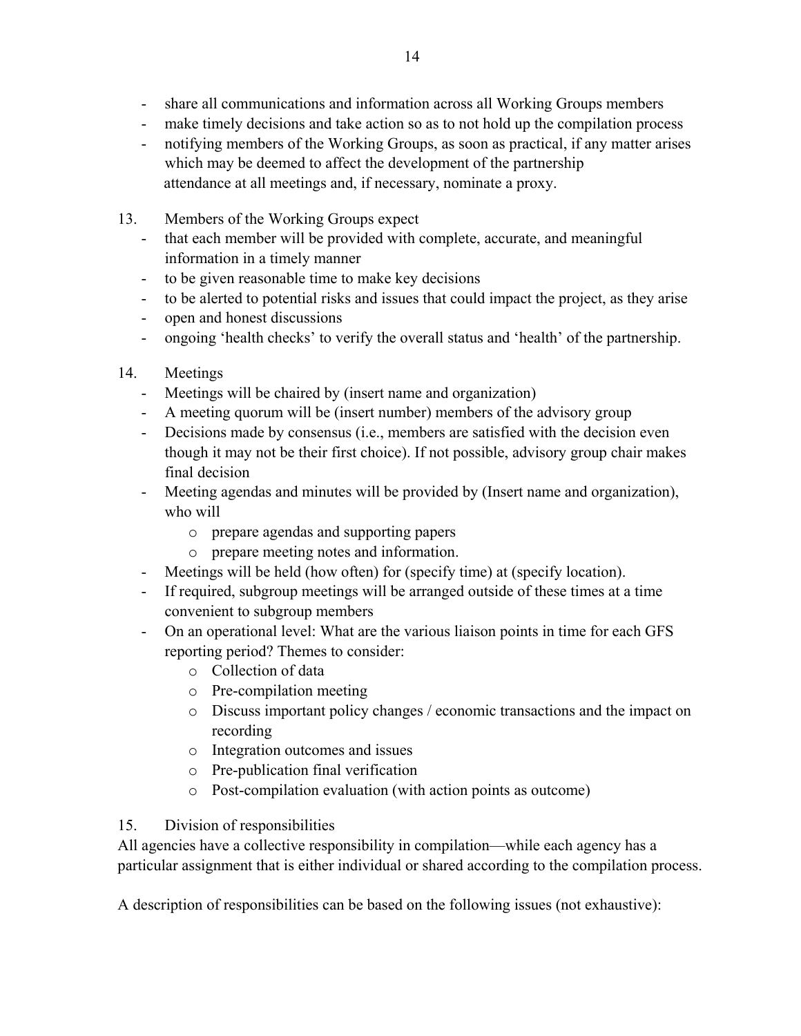- share all communications and information across all Working Groups members
- make timely decisions and take action so as to not hold up the compilation process
- notifying members of the Working Groups, as soon as practical, if any matter arises which may be deemed to affect the development of the partnership attendance at all meetings and, if necessary, nominate a proxy.

13. Members of the Working Groups expect
    - that each member will be provided with complete, accurate, and meaningful information in a timely manner
    - to be given reasonable time to make key decisions
    - to be alerted to potential risks and issues that could impact the project, as they arise
    - open and honest discussions
    - ongoing 'health checks' to verify the overall status and 'health' of the partnership.

14. Meetings
    - Meetings will be chaired by (insert name and organization)
    - A meeting quorum will be (insert number) members of the advisory group
    - Decisions made by consensus (i.e., members are satisfied with the decision even though it may not be their first choice). If not possible, advisory group chair makes final decision
    - Meeting agendas and minutes will be provided by (Insert name and organization), who will
        - prepare agendas and supporting papers
        - prepare meeting notes and information.
    - Meetings will be held (how often) for (specify time) at (specify location).
    - If required, subgroup meetings will be arranged outside of these times at a time convenient to subgroup members
    - On an operational level: What are the various liaison points in time for each GFS reporting period? Themes to consider:
        - Collection of data
        - Pre-compilation meeting
        - Discuss important policy changes / economic transactions and the impact on recording
        - Integration outcomes and issues
        - Pre-publication final verification
        - Post-compilation evaluation (with action points as outcome)

15. Division of responsibilities

All agencies have a collective responsibility in compilation—while each agency has a particular assignment that is either individual or shared according to the compilation process.

A description of responsibilities can be based on the following issues (not exhaustive):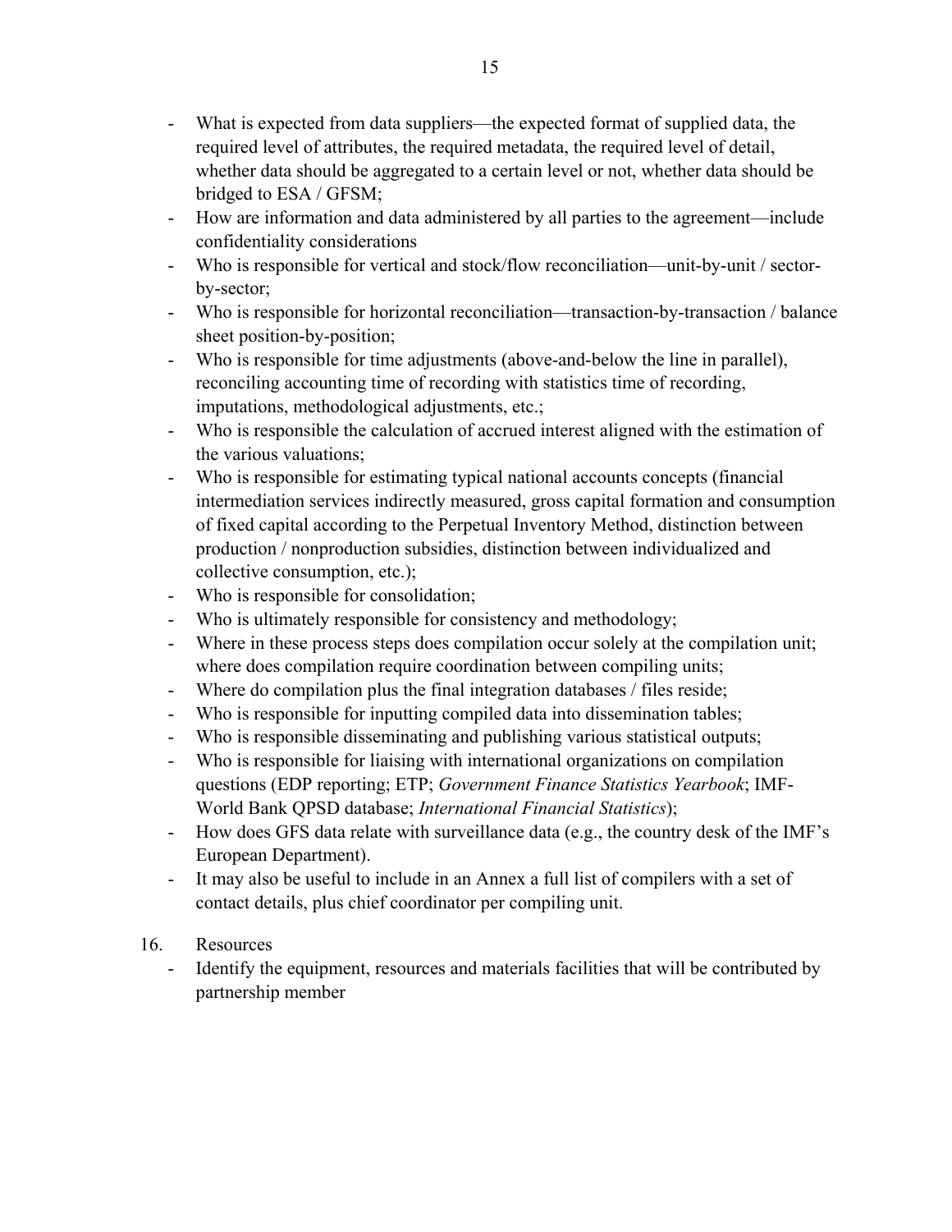- What is expected from data suppliers—the expected format of supplied data, the required level of attributes, the required metadata, the required level of detail, whether data should be aggregated to a certain level or not, whether data should be bridged to ESA / GFSM;
- How are information and data administered by all parties to the agreement—include confidentiality considerations
- Who is responsible for vertical and stock/flow reconciliation—unit-by-unit / sector-by-sector;
- Who is responsible for horizontal reconciliation—transaction-by-transaction / balance sheet position-by-position;
- Who is responsible for time adjustments (above-and-below the line in parallel), reconciling accounting time of recording with statistics time of recording, imputations, methodological adjustments, etc.;
- Who is responsible the calculation of accrued interest aligned with the estimation of the various valuations;
- Who is responsible for estimating typical national accounts concepts (financial intermediation services indirectly measured, gross capital formation and consumption of fixed capital according to the Perpetual Inventory Method, distinction between production / nonproduction subsidies, distinction between individualized and collective consumption, etc.);
- Who is responsible for consolidation;
- Who is ultimately responsible for consistency and methodology;
- Where in these process steps does compilation occur solely at the compilation unit; where does compilation require coordination between compiling units;
- Where do compilation plus the final integration databases / files reside;
- Who is responsible for inputting compiled data into dissemination tables;
- Who is responsible disseminating and publishing various statistical outputs;
- Who is responsible for liaising with international organizations on compilation questions (EDP reporting; ETP; *Government Finance Statistics Yearbook*; IMF-World Bank QPSD database; *International Financial Statistics*);
- How does GFS data relate with surveillance data (e.g., the country desk of the IMF's European Department).
- It may also be useful to include in an Annex a full list of compilers with a set of contact details, plus chief coordinator per compiling unit.

16. Resources
    - Identify the equipment, resources and materials facilities that will be contributed by partnership member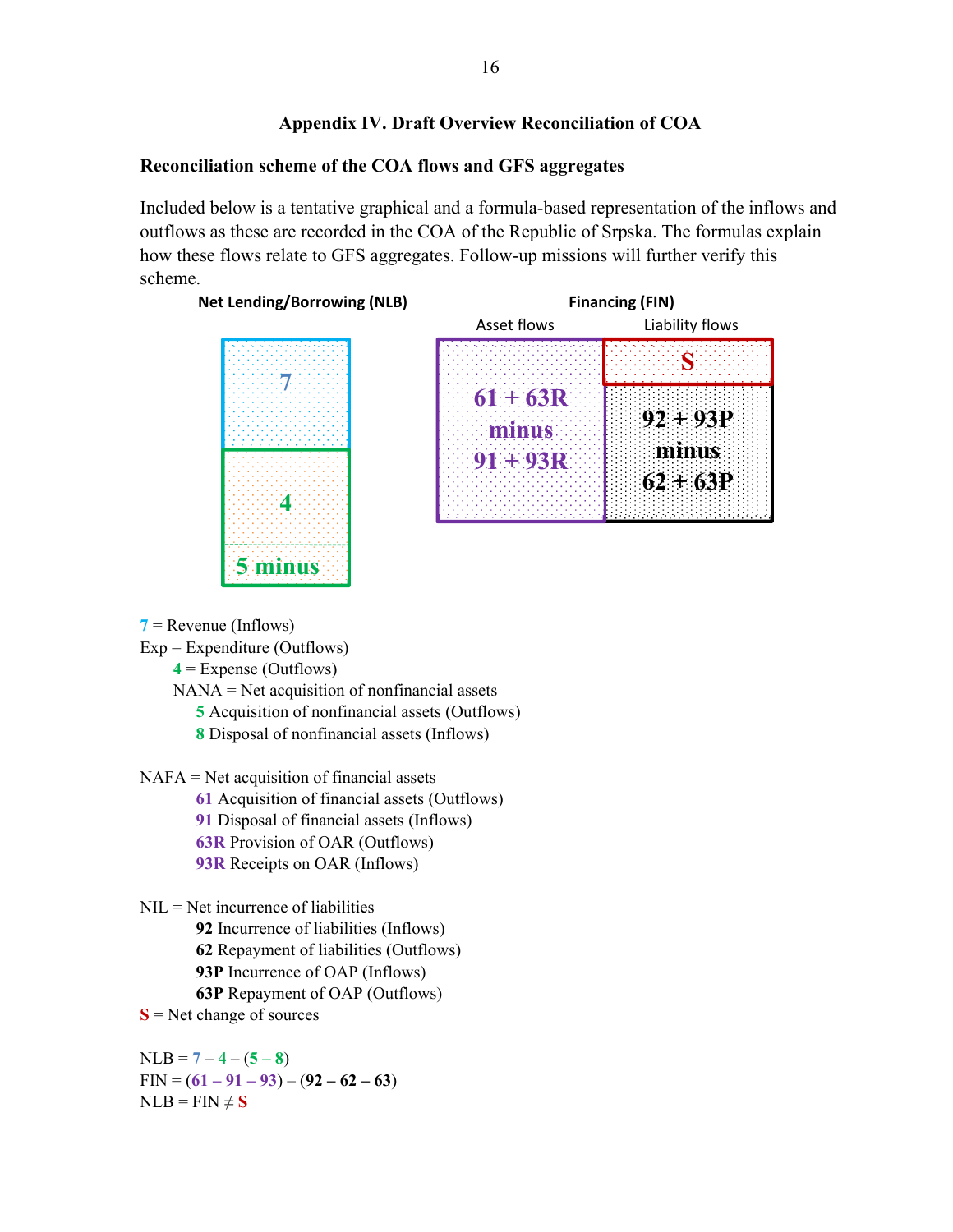### Appendix IV. Draft Overview Reconciliation of COA

**Reconciliation scheme of the COA flows and GFS aggregates**

Included below is a tentative graphical and a formula-based representation of the inflows and outflows as these are recorded in the COA of the Republic of Srpska. The formulas explain how these flows relate to GFS aggregates. Follow-up missions will further verify this scheme.

**Net Lending/Borrowing (NLB)**

| 7 |
| --- |
| 4 |
| 5 minus |

**Financing (FIN)**

| Asset flows | Liability flows |
| --- | --- |
| 61 + 63R minus 91 + 93R | S |
| | 92 + 93P minus 62 + 63P |

7 = Revenue (Inflows)
Exp = Expenditure (Outflows)
- 4 = Expense (Outflows)
- NANA = Net acquisition of nonfinancial assets
  - 5 Acquisition of nonfinancial assets (Outflows)
  - 8 Disposal of nonfinancial assets (Inflows)

NAFA = Net acquisition of financial assets
- 61 Acquisition of financial assets (Outflows)
- 91 Disposal of financial assets (Inflows)
- 63R Provision of OAR (Outflows)
- 93R Receipts on OAR (Inflows)

NIL = Net incurrence of liabilities
- **92** Incurrence of liabilities (Inflows)
- **62** Repayment of liabilities (Outflows)
- **93P** Incurrence of OAP (Inflows)
- **63P** Repayment of OAP (Outflows)

S = Net change of sources

NLB = 7 – 4 – (5 – 8)
FIN = (61 – 91 – 93) – (**92 – 62 – 63**)
NLB = FIN ≠ S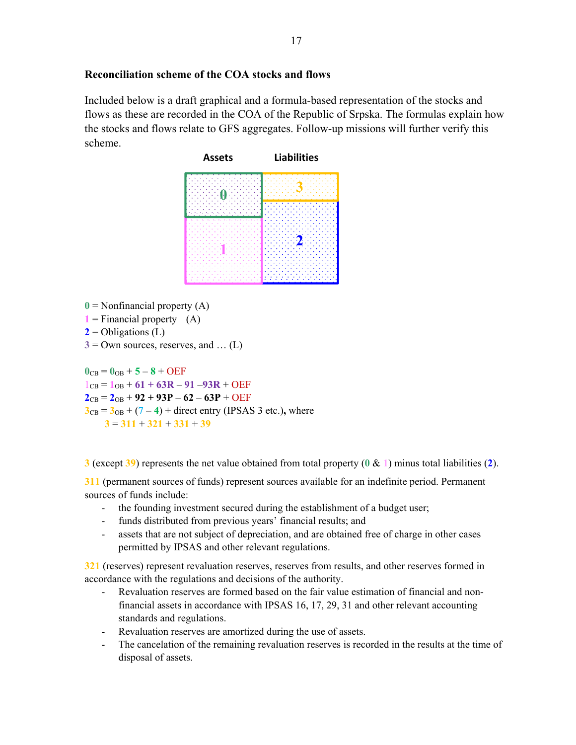**Reconciliation scheme of the COA stocks and flows**

Included below is a draft graphical and a formula-based representation of the stocks and flows as these are recorded in the COA of the Republic of Srpska. The formulas explain how the stocks and flows relate to GFS aggregates. Follow-up missions will further verify this scheme.

| Assets | Liabilities |
|---|---|
| 0 | 3 |
| 1 | 2 |

0 = Nonfinancial property (A)
1 = Financial property (A)
2 = Obligations (L)
3 = Own sources, reserves, and … (L)

$0_{CB} = 0_{OB} + 5 - 8 + OEF$
$1_{CB} = 1_{OB} + 61 + 63R - 91 - 93R + OEF$
$2_{CB} = 2_{OB} + 92 + 93P - 62 - 63P + OEF$
$3_{CB} = 3_{OB} + (7 - 4)$ + direct entry (IPSAS 3 etc.), where
$3 = 311 + 321 + 331 + 39$

3 (except 39) represents the net value obtained from total property (0 & 1) minus total liabilities (2).

311 (permanent sources of funds) represent sources available for an indefinite period. Permanent sources of funds include:

- the founding investment secured during the establishment of a budget user;
- funds distributed from previous years' financial results; and
- assets that are not subject of depreciation, and are obtained free of charge in other cases permitted by IPSAS and other relevant regulations.

321 (reserves) represent revaluation reserves, reserves from results, and other reserves formed in accordance with the regulations and decisions of the authority.

- Revaluation reserves are formed based on the fair value estimation of financial and non-financial assets in accordance with IPSAS 16, 17, 29, 31 and other relevant accounting standards and regulations.
- Revaluation reserves are amortized during the use of assets.
- The cancelation of the remaining revaluation reserves is recorded in the results at the time of disposal of assets.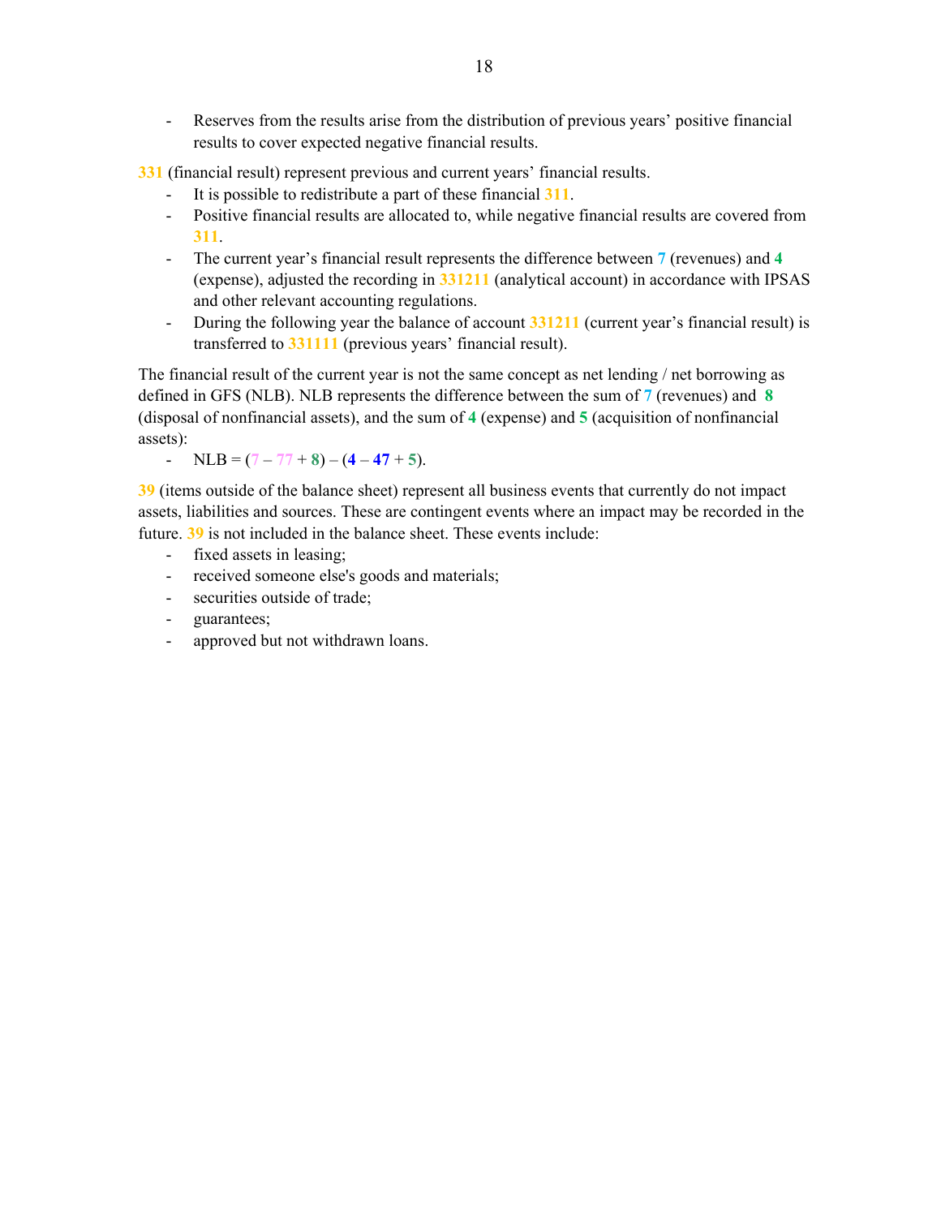- Reserves from the results arise from the distribution of previous years' positive financial results to cover expected negative financial results.

**331** (financial result) represent previous and current years' financial results.

- It is possible to redistribute a part of these financial **311**.
- Positive financial results are allocated to, while negative financial results are covered from **311**.
- The current year's financial result represents the difference between **7** (revenues) and **4** (expense), adjusted the recording in **331211** (analytical account) in accordance with IPSAS and other relevant accounting regulations.
- During the following year the balance of account **331211** (current year's financial result) is transferred to **331111** (previous years' financial result).

The financial result of the current year is not the same concept as net lending / net borrowing as defined in GFS (NLB). NLB represents the difference between the sum of **7** (revenues) and **8** (disposal of nonfinancial assets), and the sum of **4** (expense) and **5** (acquisition of nonfinancial assets):

- NLB = (7 – 77 + **8**) – (**4** – **47** + **5**).

**39** (items outside of the balance sheet) represent all business events that currently do not impact assets, liabilities and sources. These are contingent events where an impact may be recorded in the future. **39** is not included in the balance sheet. These events include:

- fixed assets in leasing;
- received someone else's goods and materials;
- securities outside of trade;
- guarantees;
- approved but not withdrawn loans.